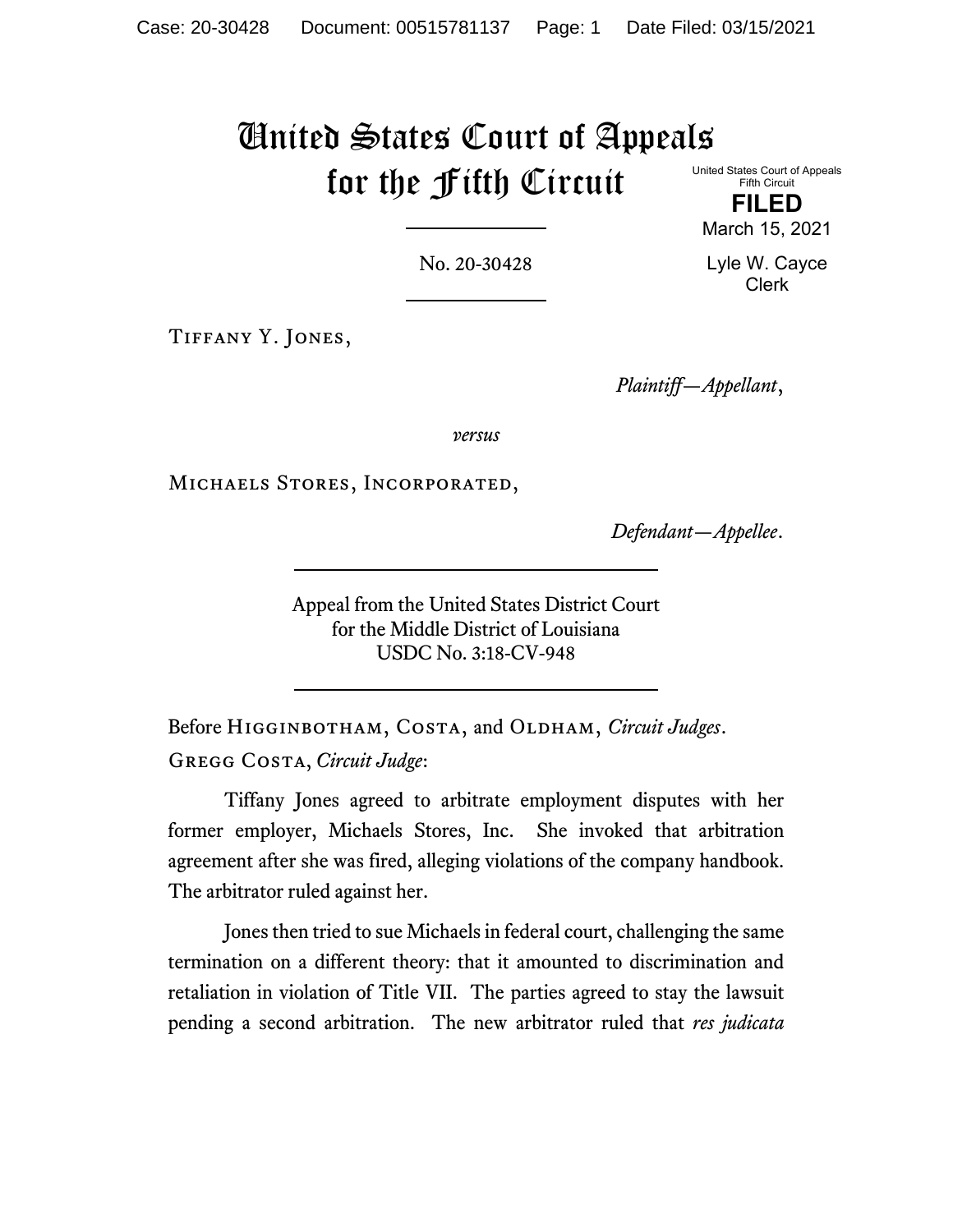# United States Court of Appeals for the Fifth Circuit

United States Court of Appeals
Fifth Circuit

**FILED**

March 15, 2021

Lyle W. Cayce
Clerk

No. 20-30428

Tiffany Y. Jones,

*Plaintiff—Appellant*,

*versus*

Michaels Stores, Incorporated,

*Defendant—Appellee*.

Appeal from the United States District Court
for the Middle District of Louisiana
USDC No. 3:18-CV-948

Before Higginbotham, Costa, and Oldham, *Circuit Judges*.

Gregg Costa, *Circuit Judge*:

Tiffany Jones agreed to arbitrate employment disputes with her former employer, Michaels Stores, Inc. She invoked that arbitration agreement after she was fired, alleging violations of the company handbook. The arbitrator ruled against her.

Jones then tried to sue Michaels in federal court, challenging the same termination on a different theory: that it amounted to discrimination and retaliation in violation of Title VII. The parties agreed to stay the lawsuit pending a second arbitration. The new arbitrator ruled that *res judicata*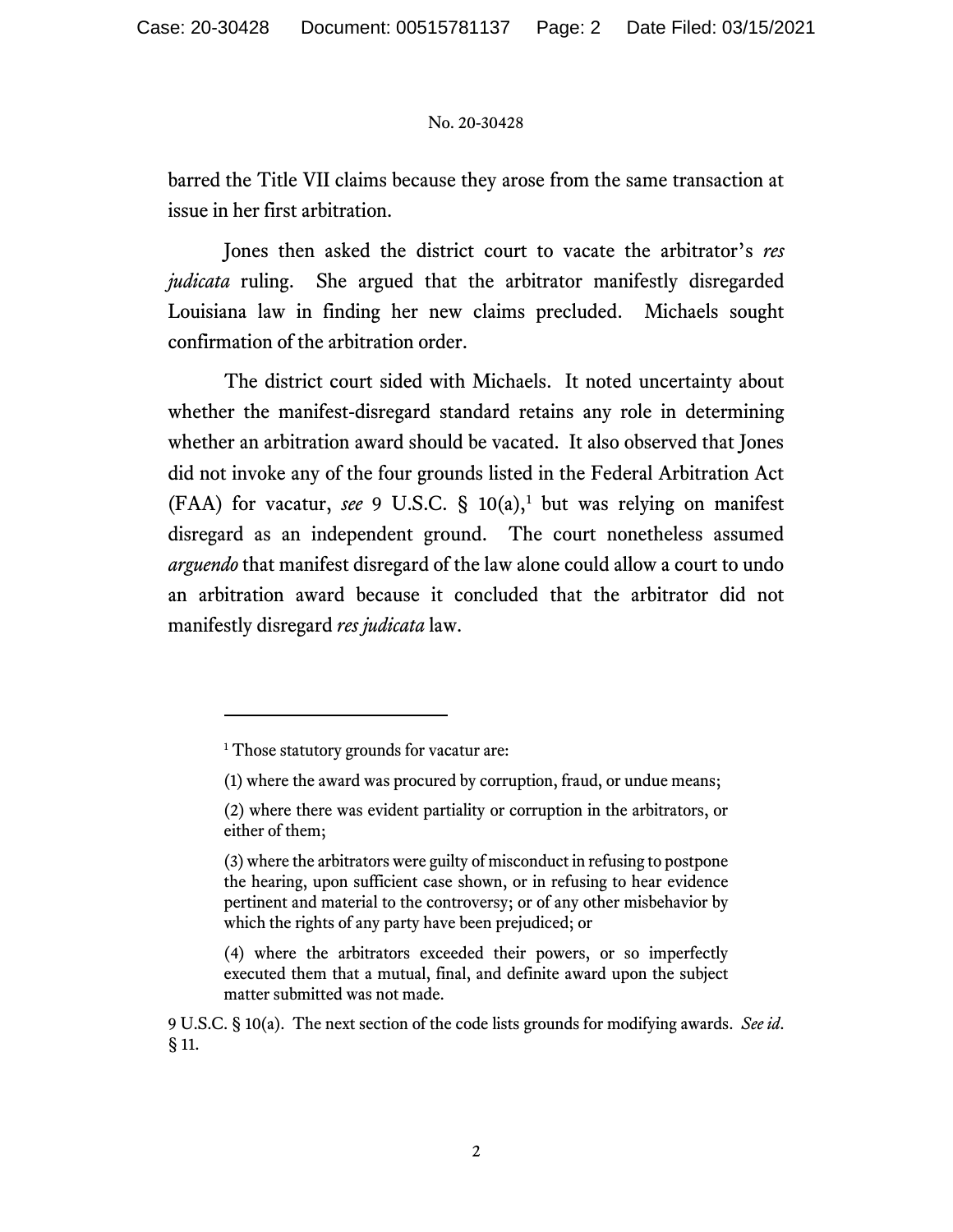barred the Title VII claims because they arose from the same transaction at issue in her first arbitration.

Jones then asked the district court to vacate the arbitrator's *res judicata* ruling. She argued that the arbitrator manifestly disregarded Louisiana law in finding her new claims precluded. Michaels sought confirmation of the arbitration order.

The district court sided with Michaels. It noted uncertainty about whether the manifest-disregard standard retains any role in determining whether an arbitration award should be vacated. It also observed that Jones did not invoke any of the four grounds listed in the Federal Arbitration Act (FAA) for vacatur, *see* 9 U.S.C. § 10(a),[1] but was relying on manifest disregard as an independent ground. The court nonetheless assumed *arguendo* that manifest disregard of the law alone could allow a court to undo an arbitration award because it concluded that the arbitrator did not manifestly disregard *res judicata* law.

---

[1] Those statutory grounds for vacatur are:

(1) where the award was procured by corruption, fraud, or undue means;

(2) where there was evident partiality or corruption in the arbitrators, or either of them;

(3) where the arbitrators were guilty of misconduct in refusing to postpone the hearing, upon sufficient cause shown, or in refusing to hear evidence pertinent and material to the controversy; or of any other misbehavior by which the rights of any party have been prejudiced; or

(4) where the arbitrators exceeded their powers, or so imperfectly executed them that a mutual, final, and definite award upon the subject matter submitted was not made.

9 U.S.C. § 10(a). The next section of the code lists grounds for modifying awards. *See id.* § 11.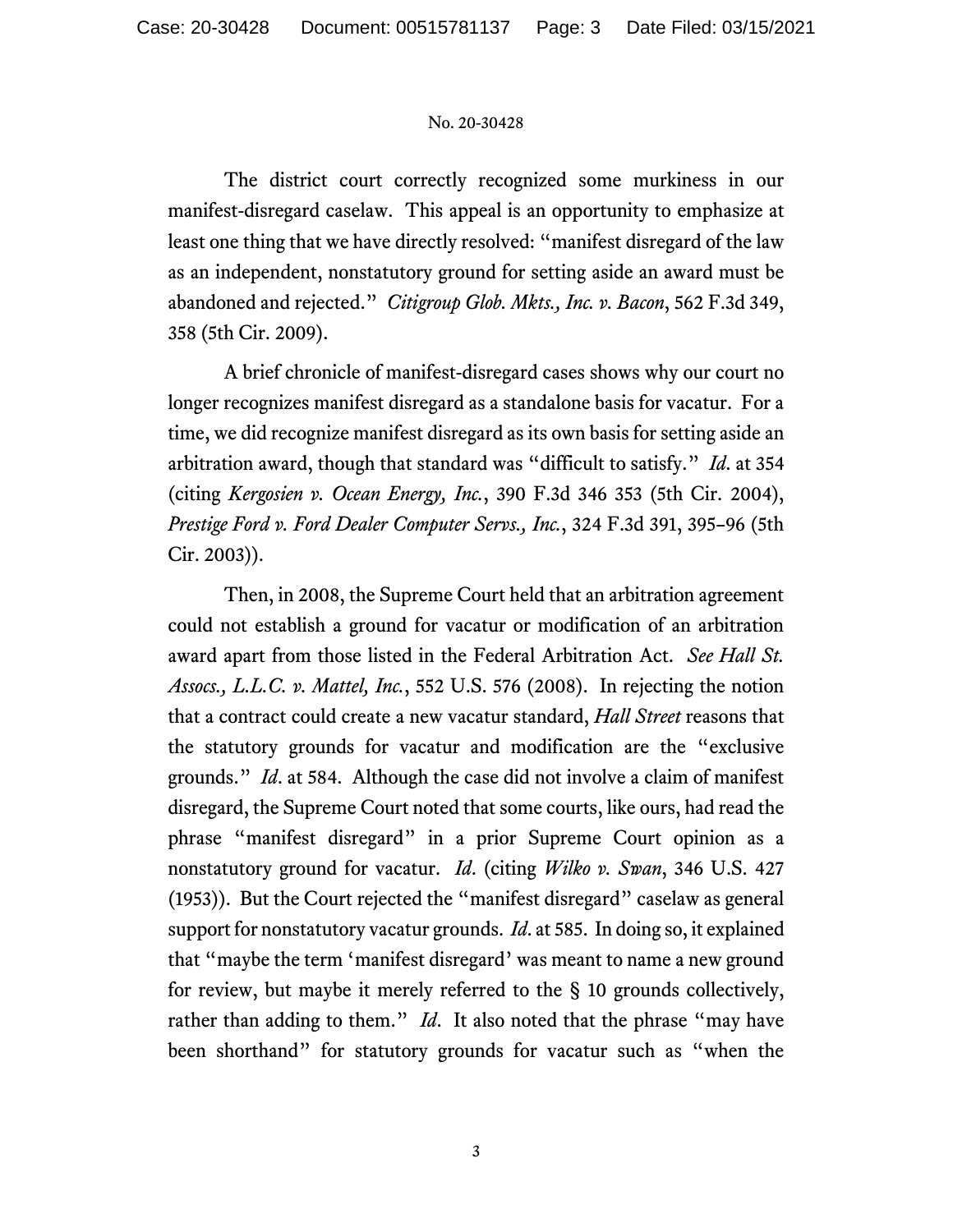The district court correctly recognized some murkiness in our manifest-disregard caselaw. This appeal is an opportunity to emphasize at least one thing that we have directly resolved: "manifest disregard of the law as an independent, nonstatutory ground for setting aside an award must be abandoned and rejected." *Citigroup Glob. Mkts., Inc. v. Bacon*, 562 F.3d 349, 358 (5th Cir. 2009).

A brief chronicle of manifest-disregard cases shows why our court no longer recognizes manifest disregard as a standalone basis for vacatur. For a time, we did recognize manifest disregard as its own basis for setting aside an arbitration award, though that standard was "difficult to satisfy." *Id*. at 354 (citing *Kergosien v. Ocean Energy, Inc.*, 390 F.3d 346 353 (5th Cir. 2004), *Prestige Ford v. Ford Dealer Computer Servs., Inc.*, 324 F.3d 391, 395–96 (5th Cir. 2003)).

Then, in 2008, the Supreme Court held that an arbitration agreement could not establish a ground for vacatur or modification of an arbitration award apart from those listed in the Federal Arbitration Act. *See Hall St. Assocs., L.L.C. v. Mattel, Inc.*, 552 U.S. 576 (2008). In rejecting the notion that a contract could create a new vacatur standard, *Hall Street* reasons that the statutory grounds for vacatur and modification are the "exclusive grounds." *Id*. at 584. Although the case did not involve a claim of manifest disregard, the Supreme Court noted that some courts, like ours, had read the phrase "manifest disregard" in a prior Supreme Court opinion as a nonstatutory ground for vacatur. *Id*. (citing *Wilko v. Swan*, 346 U.S. 427 (1953)). But the Court rejected the "manifest disregard" caselaw as general support for nonstatutory vacatur grounds. *Id*. at 585. In doing so, it explained that "maybe the term 'manifest disregard' was meant to name a new ground for review, but maybe it merely referred to the § 10 grounds collectively, rather than adding to them." *Id*. It also noted that the phrase "may have been shorthand" for statutory grounds for vacatur such as "when the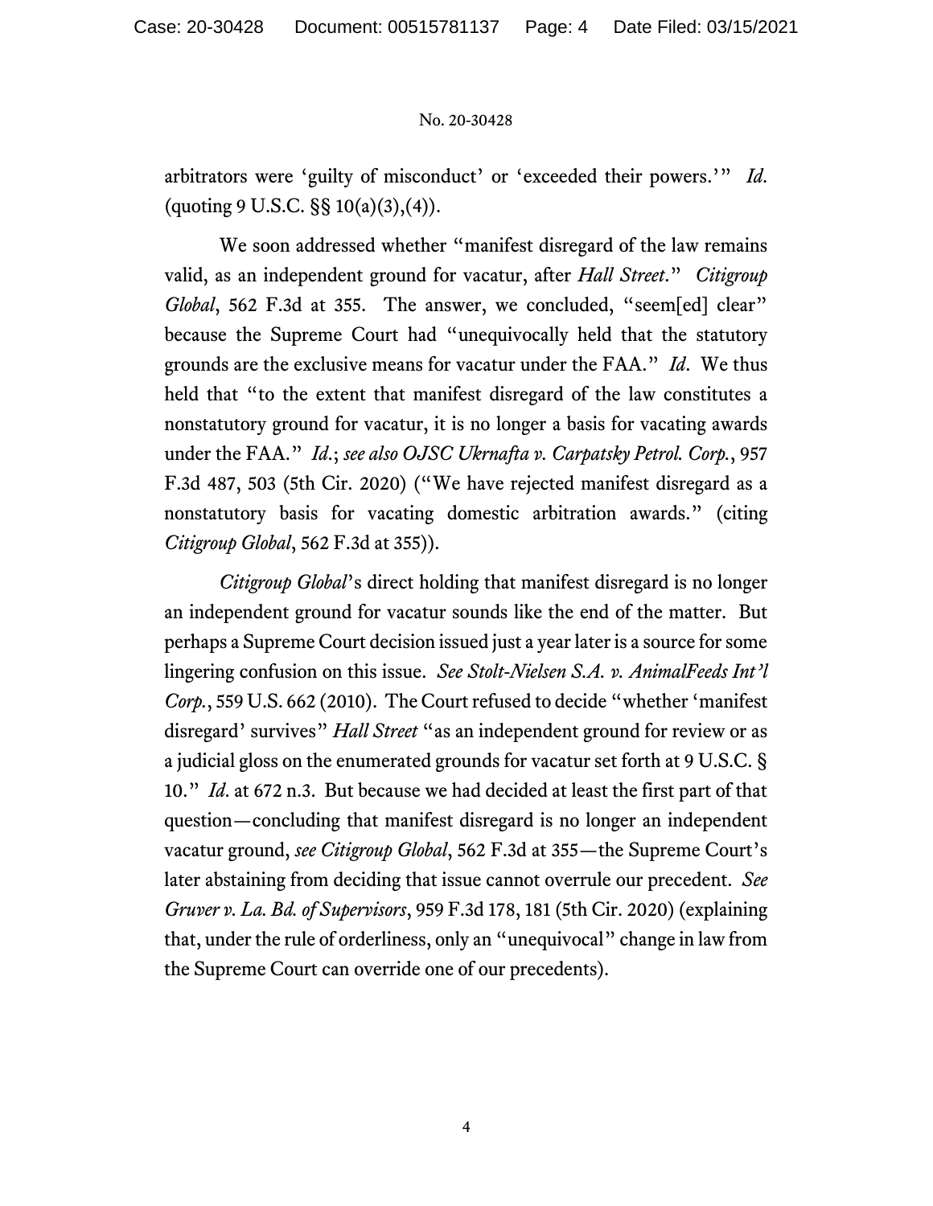arbitrators were 'guilty of misconduct' or 'exceeded their powers.'" *Id.* (quoting 9 U.S.C. §§ 10(a)(3),(4)).

We soon addressed whether "manifest disregard of the law remains valid, as an independent ground for vacatur, after *Hall Street*." *Citigroup Global*, 562 F.3d at 355. The answer, we concluded, "seem[ed] clear" because the Supreme Court had "unequivocally held that the statutory grounds are the exclusive means for vacatur under the FAA." *Id.* We thus held that "to the extent that manifest disregard of the law constitutes a nonstatutory ground for vacatur, it is no longer a basis for vacating awards under the FAA." *Id.*; *see also OJSC Ukrnafta v. Carpatsky Petrol. Corp.*, 957 F.3d 487, 503 (5th Cir. 2020) ("We have rejected manifest disregard as a nonstatutory basis for vacating domestic arbitration awards." (citing *Citigroup Global*, 562 F.3d at 355)).

*Citigroup Global*'s direct holding that manifest disregard is no longer an independent ground for vacatur sounds like the end of the matter. But perhaps a Supreme Court decision issued just a year later is a source for some lingering confusion on this issue. *See Stolt-Nielsen S.A. v. AnimalFeeds Int'l Corp.*, 559 U.S. 662 (2010). The Court refused to decide "whether 'manifest disregard' survives" *Hall Street* "as an independent ground for review or as a judicial gloss on the enumerated grounds for vacatur set forth at 9 U.S.C. § 10." *Id.* at 672 n.3. But because we had decided at least the first part of that question—concluding that manifest disregard is no longer an independent vacatur ground, *see Citigroup Global*, 562 F.3d at 355—the Supreme Court's later abstaining from deciding that issue cannot overrule our precedent. *See Gruver v. La. Bd. of Supervisors*, 959 F.3d 178, 181 (5th Cir. 2020) (explaining that, under the rule of orderliness, only an "unequivocal" change in law from the Supreme Court can override one of our precedents).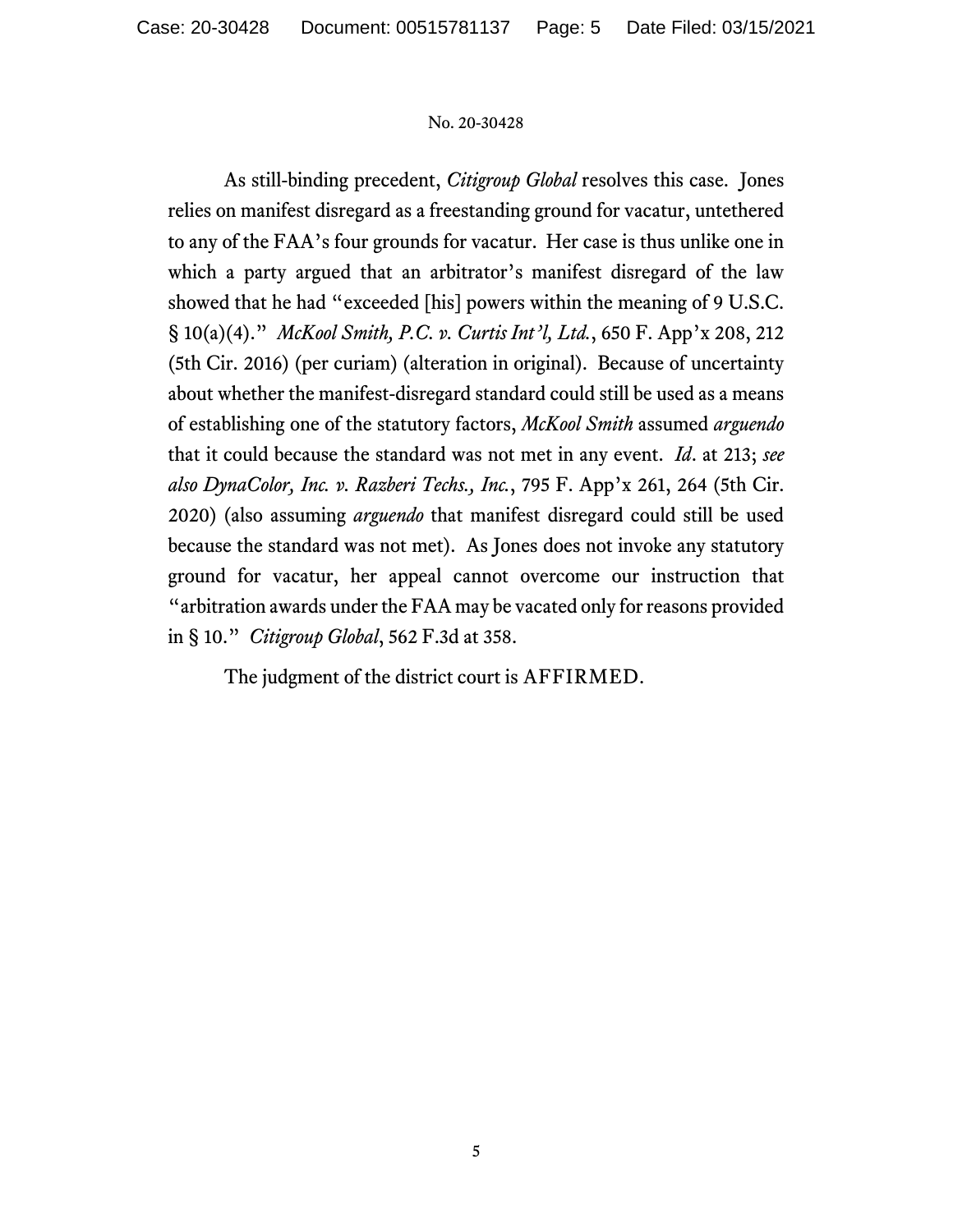As still-binding precedent, *Citigroup Global* resolves this case. Jones relies on manifest disregard as a freestanding ground for vacatur, untethered to any of the FAA's four grounds for vacatur. Her case is thus unlike one in which a party argued that an arbitrator's manifest disregard of the law showed that he had "exceeded [his] powers within the meaning of 9 U.S.C. § 10(a)(4)." *McKool Smith, P.C. v. Curtis Int'l, Ltd.*, 650 F. App'x 208, 212 (5th Cir. 2016) (per curiam) (alteration in original). Because of uncertainty about whether the manifest-disregard standard could still be used as a means of establishing one of the statutory factors, *McKool Smith* assumed *arguendo* that it could because the standard was not met in any event. *Id*. at 213; *see also DynaColor, Inc. v. Razberi Techs., Inc.*, 795 F. App'x 261, 264 (5th Cir. 2020) (also assuming *arguendo* that manifest disregard could still be used because the standard was not met). As Jones does not invoke any statutory ground for vacatur, her appeal cannot overcome our instruction that "arbitration awards under the FAA may be vacated only for reasons provided in § 10." *Citigroup Global*, 562 F.3d at 358.

The judgment of the district court is AFFIRMED.